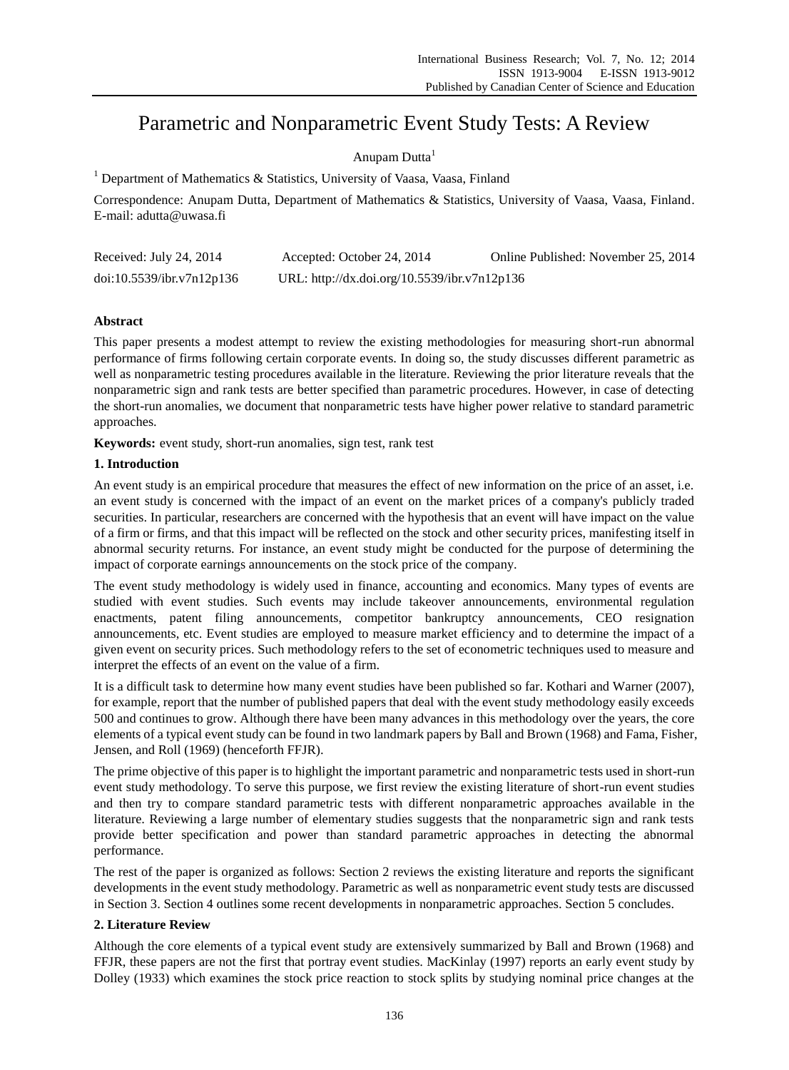# Parametric and Nonparametric Event Study Tests: A Review

Anupam Dutta[1]

[1] Department of Mathematics & Statistics, University of Vaasa, Vaasa, Finland

Correspondence: Anupam Dutta, Department of Mathematics & Statistics, University of Vaasa, Vaasa, Finland. E-mail: adutta@uwasa.fi

Received: July 24, 2014 Accepted: October 24, 2014 Online Published: November 25, 2014

doi:10.5539/ibr.v7n12p136 URL: http://dx.doi.org/10.5539/ibr.v7n12p136

## Abstract

This paper presents a modest attempt to review the existing methodologies for measuring short-run abnormal performance of firms following certain corporate events. In doing so, the study discusses different parametric as well as nonparametric testing procedures available in the literature. Reviewing the prior literature reveals that the nonparametric sign and rank tests are better specified than parametric procedures. However, in case of detecting the short-run anomalies, we document that nonparametric tests have higher power relative to standard parametric approaches.

**Keywords:** event study, short-run anomalies, sign test, rank test

## 1. Introduction

An event study is an empirical procedure that measures the effect of new information on the price of an asset, i.e. an event study is concerned with the impact of an event on the market prices of a company's publicly traded securities. In particular, researchers are concerned with the hypothesis that an event will have impact on the value of a firm or firms, and that this impact will be reflected on the stock and other security prices, manifesting itself in abnormal security returns. For instance, an event study might be conducted for the purpose of determining the impact of corporate earnings announcements on the stock price of the company.

The event study methodology is widely used in finance, accounting and economics. Many types of events are studied with event studies. Such events may include takeover announcements, environmental regulation enactments, patent filing announcements, competitor bankruptcy announcements, CEO resignation announcements, etc. Event studies are employed to measure market efficiency and to determine the impact of a given event on security prices. Such methodology refers to the set of econometric techniques used to measure and interpret the effects of an event on the value of a firm.

It is a difficult task to determine how many event studies have been published so far. Kothari and Warner (2007), for example, report that the number of published papers that deal with the event study methodology easily exceeds 500 and continues to grow. Although there have been many advances in this methodology over the years, the core elements of a typical event study can be found in two landmark papers by Ball and Brown (1968) and Fama, Fisher, Jensen, and Roll (1969) (henceforth FFJR).

The prime objective of this paper is to highlight the important parametric and nonparametric tests used in short-run event study methodology. To serve this purpose, we first review the existing literature of short-run event studies and then try to compare standard parametric tests with different nonparametric approaches available in the literature. Reviewing a large number of elementary studies suggests that the nonparametric sign and rank tests provide better specification and power than standard parametric approaches in detecting the abnormal performance.

The rest of the paper is organized as follows: Section 2 reviews the existing literature and reports the significant developments in the event study methodology. Parametric as well as nonparametric event study tests are discussed in Section 3. Section 4 outlines some recent developments in nonparametric approaches. Section 5 concludes.

## 2. Literature Review

Although the core elements of a typical event study are extensively summarized by Ball and Brown (1968) and FFJR, these papers are not the first that portray event studies. MacKinlay (1997) reports an early event study by Dolley (1933) which examines the stock price reaction to stock splits by studying nominal price changes at the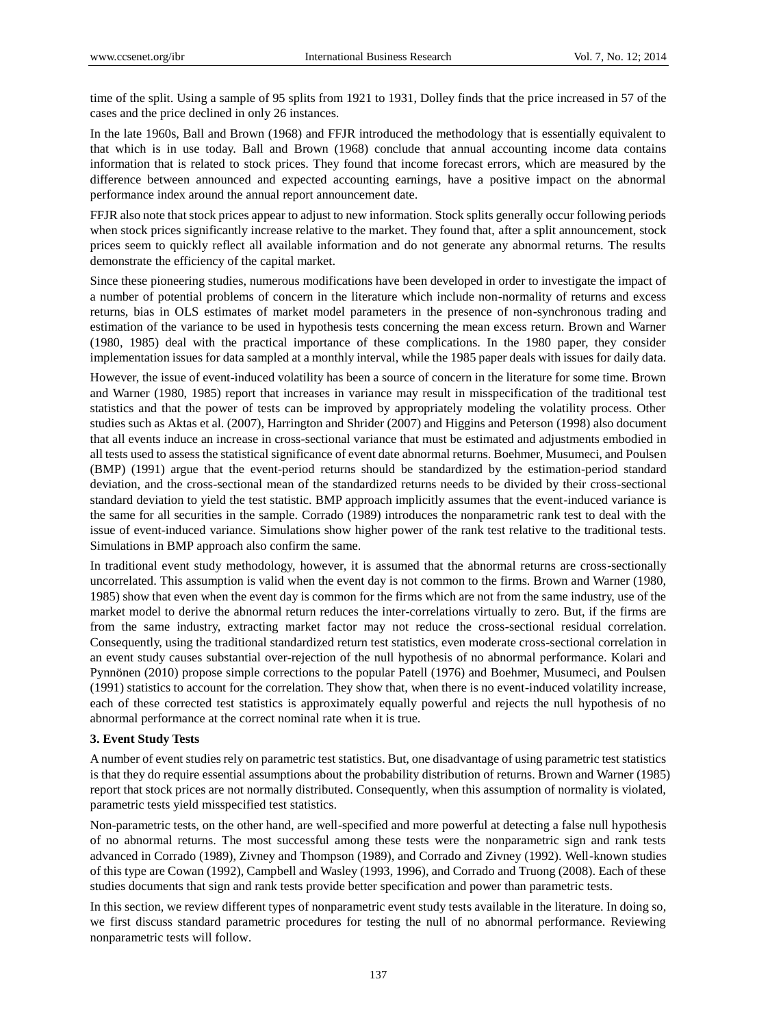time of the split. Using a sample of 95 splits from 1921 to 1931, Dolley finds that the price increased in 57 of the cases and the price declined in only 26 instances.

In the late 1960s, Ball and Brown (1968) and FFJR introduced the methodology that is essentially equivalent to that which is in use today. Ball and Brown (1968) conclude that annual accounting income data contains information that is related to stock prices. They found that income forecast errors, which are measured by the difference between announced and expected accounting earnings, have a positive impact on the abnormal performance index around the annual report announcement date.

FFJR also note that stock prices appear to adjust to new information. Stock splits generally occur following periods when stock prices significantly increase relative to the market. They found that, after a split announcement, stock prices seem to quickly reflect all available information and do not generate any abnormal returns. The results demonstrate the efficiency of the capital market.

Since these pioneering studies, numerous modifications have been developed in order to investigate the impact of a number of potential problems of concern in the literature which include non-normality of returns and excess returns, bias in OLS estimates of market model parameters in the presence of non-synchronous trading and estimation of the variance to be used in hypothesis tests concerning the mean excess return. Brown and Warner (1980, 1985) deal with the practical importance of these complications. In the 1980 paper, they consider implementation issues for data sampled at a monthly interval, while the 1985 paper deals with issues for daily data.

However, the issue of event-induced volatility has been a source of concern in the literature for some time. Brown and Warner (1980, 1985) report that increases in variance may result in misspecification of the traditional test statistics and that the power of tests can be improved by appropriately modeling the volatility process. Other studies such as Aktas et al. (2007), Harrington and Shrider (2007) and Higgins and Peterson (1998) also document that all events induce an increase in cross-sectional variance that must be estimated and adjustments embodied in all tests used to assess the statistical significance of event date abnormal returns. Boehmer, Musumeci, and Poulsen (BMP) (1991) argue that the event-period returns should be standardized by the estimation-period standard deviation, and the cross-sectional mean of the standardized returns needs to be divided by their cross-sectional standard deviation to yield the test statistic. BMP approach implicitly assumes that the event-induced variance is the same for all securities in the sample. Corrado (1989) introduces the nonparametric rank test to deal with the issue of event-induced variance. Simulations show higher power of the rank test relative to the traditional tests. Simulations in BMP approach also confirm the same.

In traditional event study methodology, however, it is assumed that the abnormal returns are cross-sectionally uncorrelated. This assumption is valid when the event day is not common to the firms. Brown and Warner (1980, 1985) show that even when the event day is common for the firms which are not from the same industry, use of the market model to derive the abnormal return reduces the inter-correlations virtually to zero. But, if the firms are from the same industry, extracting market factor may not reduce the cross-sectional residual correlation. Consequently, using the traditional standardized return test statistics, even moderate cross-sectional correlation in an event study causes substantial over-rejection of the null hypothesis of no abnormal performance. Kolari and Pynnönen (2010) propose simple corrections to the popular Patell (1976) and Boehmer, Musumeci, and Poulsen (1991) statistics to account for the correlation. They show that, when there is no event-induced volatility increase, each of these corrected test statistics is approximately equally powerful and rejects the null hypothesis of no abnormal performance at the correct nominal rate when it is true.

### 3. Event Study Tests

A number of event studies rely on parametric test statistics. But, one disadvantage of using parametric test statistics is that they do require essential assumptions about the probability distribution of returns. Brown and Warner (1985) report that stock prices are not normally distributed. Consequently, when this assumption of normality is violated, parametric tests yield misspecified test statistics.

Non-parametric tests, on the other hand, are well-specified and more powerful at detecting a false null hypothesis of no abnormal returns. The most successful among these tests were the nonparametric sign and rank tests advanced in Corrado (1989), Zivney and Thompson (1989), and Corrado and Zivney (1992). Well-known studies of this type are Cowan (1992), Campbell and Wasley (1993, 1996), and Corrado and Truong (2008). Each of these studies documents that sign and rank tests provide better specification and power than parametric tests.

In this section, we review different types of nonparametric event study tests available in the literature. In doing so, we first discuss standard parametric procedures for testing the null of no abnormal performance. Reviewing nonparametric tests will follow.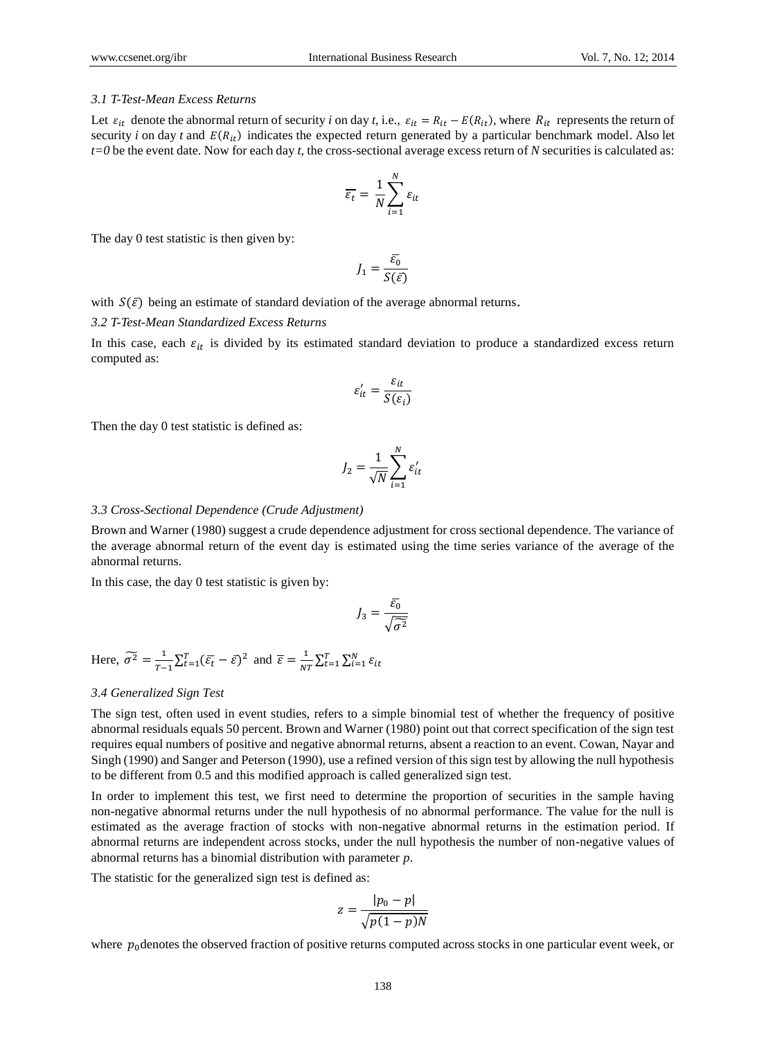### 3.1 T-Test-Mean Excess Returns

Let $\varepsilon_{it}$ denote the abnormal return of security *i* on day *t*, i.e., $\varepsilon_{it} = R_{it} - E(R_{it})$, where $R_{it}$ represents the return of security *i* on day *t* and $E(R_{it})$ indicates the expected return generated by a particular benchmark model. Also let *t=0* be the event date. Now for each day *t*, the cross-sectional average excess return of *N* securities is calculated as:

$$\overline{\varepsilon_t} = \frac{1}{N}\sum_{i=1}^{N} \varepsilon_{it}$$

The day 0 test statistic is then given by:

$$J_1 = \frac{\bar{\varepsilon_0}}{S(\bar{\varepsilon})}$$

with $S(\bar{\varepsilon})$ being an estimate of standard deviation of the average abnormal returns.

### 3.2 T-Test-Mean Standardized Excess Returns

In this case, each $\varepsilon_{it}$ is divided by its estimated standard deviation to produce a standardized excess return computed as:

$$\varepsilon_{it}' = \frac{\varepsilon_{it}}{S(\varepsilon_i)}$$

Then the day 0 test statistic is defined as:

$$J_2 = \frac{1}{\sqrt{N}}\sum_{i=1}^{N} \varepsilon_{it}'$$

### 3.3 Cross-Sectional Dependence (Crude Adjustment)

Brown and Warner (1980) suggest a crude dependence adjustment for cross sectional dependence. The variance of the average abnormal return of the event day is estimated using the time series variance of the average of the abnormal returns.

In this case, the day 0 test statistic is given by:

$$J_3 = \frac{\bar{\varepsilon_0}}{\sqrt{\widetilde{\sigma^2}}}$$

Here, $\widetilde{\sigma^2} = \frac{1}{T-1}\sum_{t=1}^{T}(\bar{\varepsilon_t} - \bar{\varepsilon})^2$ and $\bar{\varepsilon} = \frac{1}{NT}\sum_{t=1}^{T}\sum_{i=1}^{N} \varepsilon_{it}$

### 3.4 Generalized Sign Test

The sign test, often used in event studies, refers to a simple binomial test of whether the frequency of positive abnormal residuals equals 50 percent. Brown and Warner (1980) point out that correct specification of the sign test requires equal numbers of positive and negative abnormal returns, absent a reaction to an event. Cowan, Nayar and Singh (1990) and Sanger and Peterson (1990), use a refined version of this sign test by allowing the null hypothesis to be different from 0.5 and this modified approach is called generalized sign test.

In order to implement this test, we first need to determine the proportion of securities in the sample having non-negative abnormal returns under the null hypothesis of no abnormal performance. The value for the null is estimated as the average fraction of stocks with non-negative abnormal returns in the estimation period. If abnormal returns are independent across stocks, under the null hypothesis the number of non-negative values of abnormal returns has a binomial distribution with parameter $p$.

The statistic for the generalized sign test is defined as:

$$z = \frac{|p_0 - p|}{\sqrt{p(1-p)N}}$$

where $p_0$ denotes the observed fraction of positive returns computed across stocks in one particular event week, or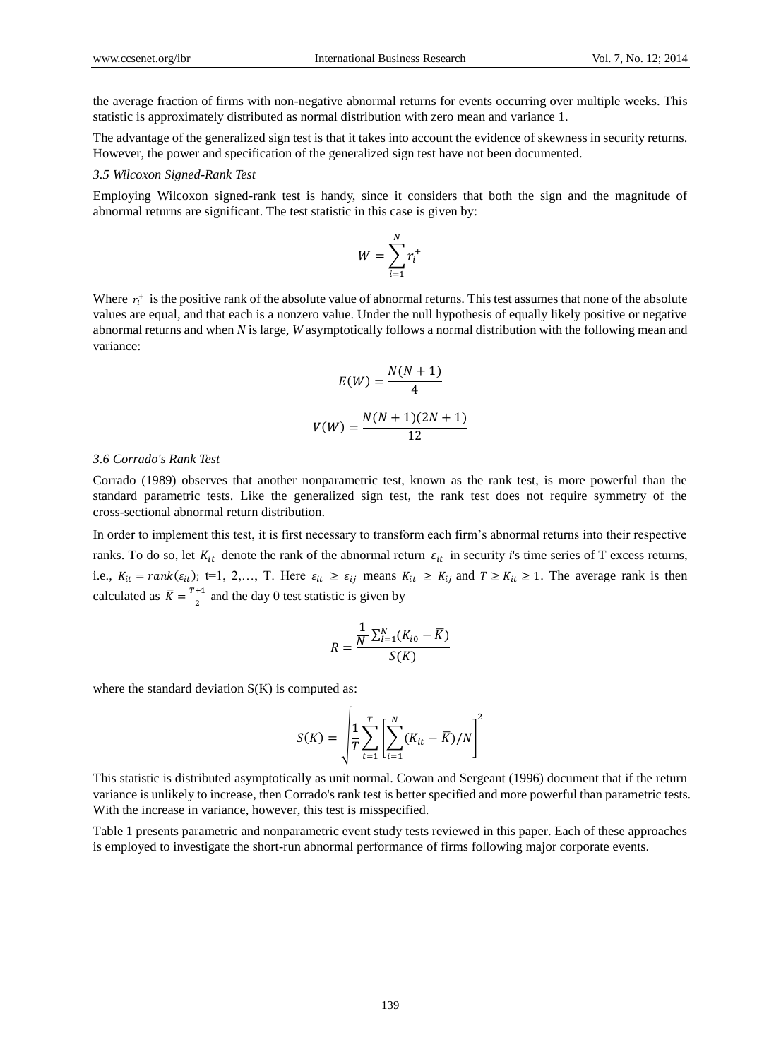the average fraction of firms with non-negative abnormal returns for events occurring over multiple weeks. This statistic is approximately distributed as normal distribution with zero mean and variance 1.

The advantage of the generalized sign test is that it takes into account the evidence of skewness in security returns. However, the power and specification of the generalized sign test have not been documented.

### *3.5 Wilcoxon Signed-Rank Test*

Employing Wilcoxon signed-rank test is handy, since it considers that both the sign and the magnitude of abnormal returns are significant. The test statistic in this case is given by:

$$W = \sum_{i=1}^{N} r_i^+$$

Where $r_i^+$ is the positive rank of the absolute value of abnormal returns. This test assumes that none of the absolute values are equal, and that each is a nonzero value. Under the null hypothesis of equally likely positive or negative abnormal returns and when *N* is large, *W* asymptotically follows a normal distribution with the following mean and variance:

$$E(W) = \frac{N(N+1)}{4}$$

$$V(W) = \frac{N(N+1)(2N+1)}{12}$$

### *3.6 Corrado's Rank Test*

Corrado (1989) observes that another nonparametric test, known as the rank test, is more powerful than the standard parametric tests. Like the generalized sign test, the rank test does not require symmetry of the cross-sectional abnormal return distribution.

In order to implement this test, it is first necessary to transform each firm's abnormal returns into their respective ranks. To do so, let $K_{it}$ denote the rank of the abnormal return $\varepsilon_{it}$ in security *i*'s time series of T excess returns, i.e., $K_{it} = rank(\varepsilon_{it})$; t=1, 2,…, T. Here $\varepsilon_{it} \geq \varepsilon_{ij}$ means $K_{it} \geq K_{ij}$ and $T \geq K_{it} \geq 1$. The average rank is then calculated as $\overline{K} = \frac{T+1}{2}$ and the day 0 test statistic is given by

$$R = \frac{\frac{1}{N}\sum_{i=1}^{N}(K_{i0} - \overline{K})}{S(K)}$$

where the standard deviation S(K) is computed as:

$$S(K) = \sqrt{\frac{1}{T}\sum_{t=1}^{T}\left[\sum_{i=1}^{N}(K_{it} - \overline{K})/N\right]^2}$$

This statistic is distributed asymptotically as unit normal. Cowan and Sergeant (1996) document that if the return variance is unlikely to increase, then Corrado's rank test is better specified and more powerful than parametric tests. With the increase in variance, however, this test is misspecified.

Table 1 presents parametric and nonparametric event study tests reviewed in this paper. Each of these approaches is employed to investigate the short-run abnormal performance of firms following major corporate events.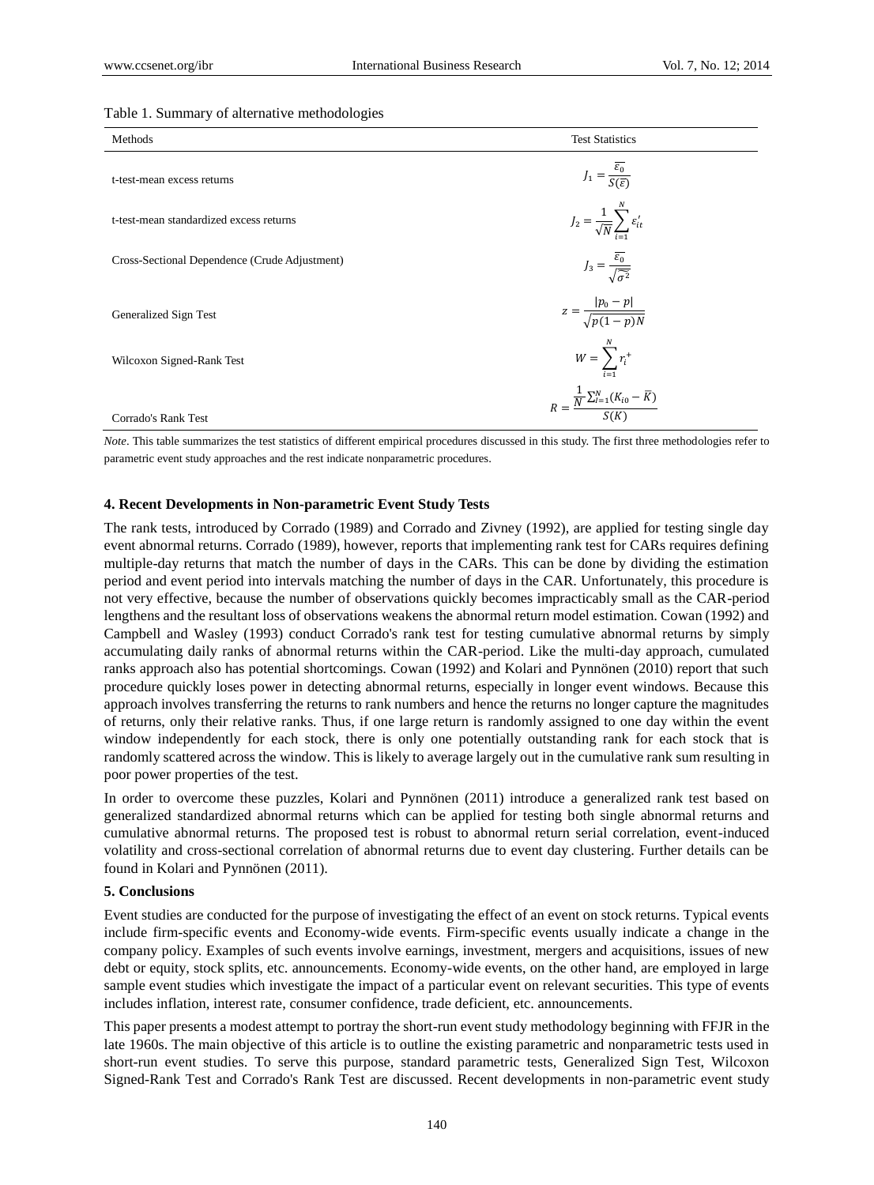Table 1. Summary of alternative methodologies

| Methods | Test Statistics |
|---|---|
| t-test-mean excess returns | $J_1 = \frac{\overline{\varepsilon_0}}{S(\overline{\varepsilon})}$ |
| t-test-mean standardized excess returns | $J_2 = \frac{1}{\sqrt{N}}\sum_{i=1}^{N}\varepsilon_{it}'$ |
| Cross-Sectional Dependence (Crude Adjustment) | $J_3 = \frac{\overline{\varepsilon_0}}{\sqrt{\widehat{\sigma^2}}}$ |
| Generalized Sign Test | $z = \frac{\lvert p_0 - p \rvert}{\sqrt{p(1-p)N}}$ |
| Wilcoxon Signed-Rank Test | $W = \sum_{i=1}^{N} r_i^+$ |
| Corrado's Rank Test | $R = \frac{\frac{1}{N}\sum_{i=1}^{N}(K_{i0} - \overline{K})}{S(K)}$ |

*Note*. This table summarizes the test statistics of different empirical procedures discussed in this study. The first three methodologies refer to parametric event study approaches and the rest indicate nonparametric procedures.

#### 4. Recent Developments in Non-parametric Event Study Tests

The rank tests, introduced by Corrado (1989) and Corrado and Zivney (1992), are applied for testing single day event abnormal returns. Corrado (1989), however, reports that implementing rank test for CARs requires defining multiple-day returns that match the number of days in the CARs. This can be done by dividing the estimation period and event period into intervals matching the number of days in the CAR. Unfortunately, this procedure is not very effective, because the number of observations quickly becomes impracticably small as the CAR-period lengthens and the resultant loss of observations weakens the abnormal return model estimation. Cowan (1992) and Campbell and Wasley (1993) conduct Corrado's rank test for testing cumulative abnormal returns by simply accumulating daily ranks of abnormal returns within the CAR-period. Like the multi-day approach, cumulated ranks approach also has potential shortcomings. Cowan (1992) and Kolari and Pynnönen (2010) report that such procedure quickly loses power in detecting abnormal returns, especially in longer event windows. Because this approach involves transferring the returns to rank numbers and hence the returns no longer capture the magnitudes of returns, only their relative ranks. Thus, if one large return is randomly assigned to one day within the event window independently for each stock, there is only one potentially outstanding rank for each stock that is randomly scattered across the window. This is likely to average largely out in the cumulative rank sum resulting in poor power properties of the test.

In order to overcome these puzzles, Kolari and Pynnönen (2011) introduce a generalized rank test based on generalized standardized abnormal returns which can be applied for testing both single abnormal returns and cumulative abnormal returns. The proposed test is robust to abnormal return serial correlation, event-induced volatility and cross-sectional correlation of abnormal returns due to event day clustering. Further details can be found in Kolari and Pynnönen (2011).

#### 5. Conclusions

Event studies are conducted for the purpose of investigating the effect of an event on stock returns. Typical events include firm-specific events and Economy-wide events. Firm-specific events usually indicate a change in the company policy. Examples of such events involve earnings, investment, mergers and acquisitions, issues of new debt or equity, stock splits, etc. announcements. Economy-wide events, on the other hand, are employed in large sample event studies which investigate the impact of a particular event on relevant securities. This type of events includes inflation, interest rate, consumer confidence, trade deficient, etc. announcements.

This paper presents a modest attempt to portray the short-run event study methodology beginning with FFJR in the late 1960s. The main objective of this article is to outline the existing parametric and nonparametric tests used in short-run event studies. To serve this purpose, standard parametric tests, Generalized Sign Test, Wilcoxon Signed-Rank Test and Corrado's Rank Test are discussed. Recent developments in non-parametric event study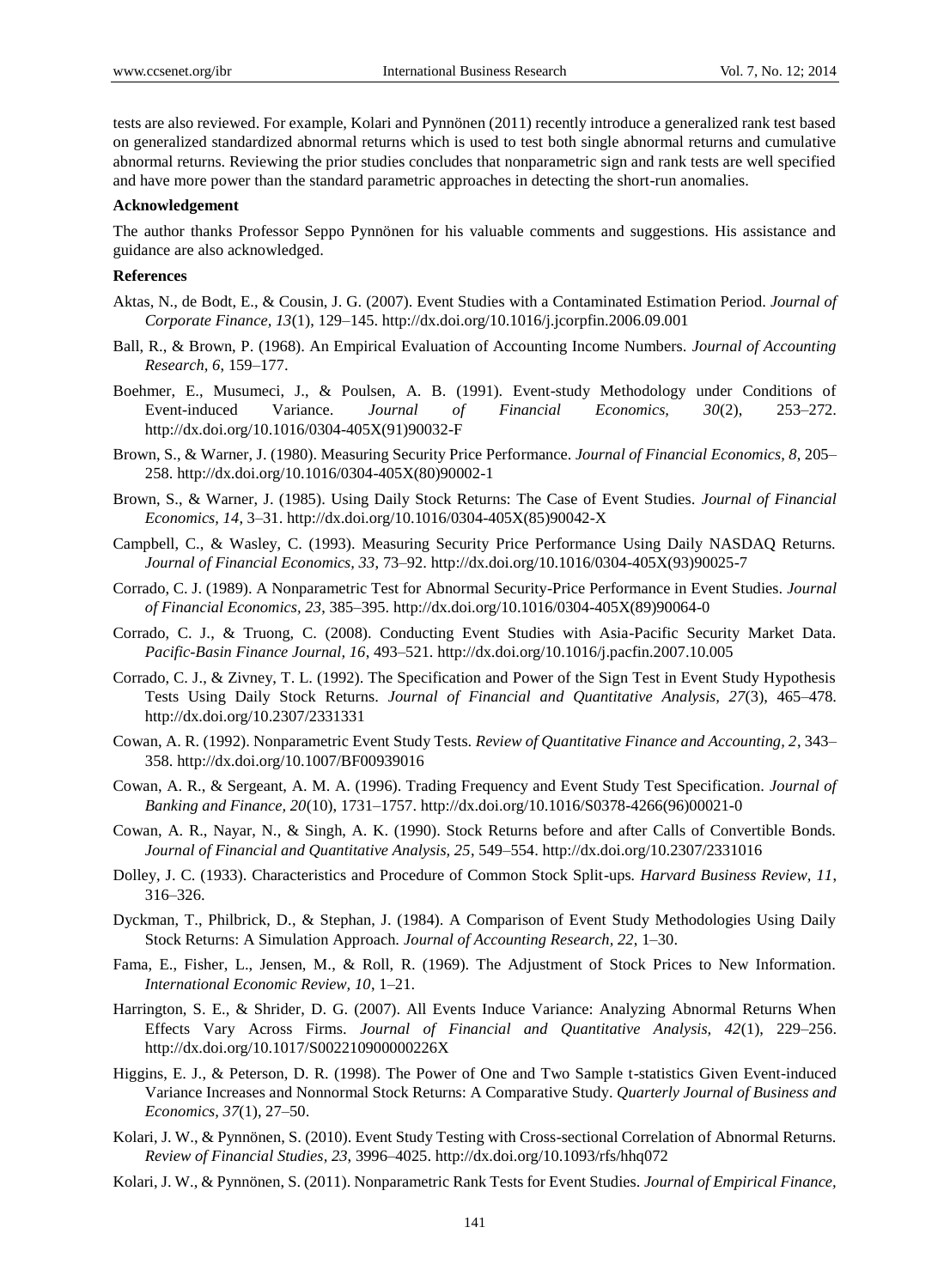tests are also reviewed. For example, Kolari and Pynnönen (2011) recently introduce a generalized rank test based on generalized standardized abnormal returns which is used to test both single abnormal returns and cumulative abnormal returns. Reviewing the prior studies concludes that nonparametric sign and rank tests are well specified and have more power than the standard parametric approaches in detecting the short-run anomalies.

**Acknowledgement**

The author thanks Professor Seppo Pynnönen for his valuable comments and suggestions. His assistance and guidance are also acknowledged.

**References**

Aktas, N., de Bodt, E., & Cousin, J. G. (2007). Event Studies with a Contaminated Estimation Period. *Journal of Corporate Finance, 13*(1), 129–145. http://dx.doi.org/10.1016/j.jcorpfin.2006.09.001

Ball, R., & Brown, P. (1968). An Empirical Evaluation of Accounting Income Numbers. *Journal of Accounting Research, 6*, 159–177.

Boehmer, E., Musumeci, J., & Poulsen, A. B. (1991). Event-study Methodology under Conditions of Event-induced Variance. *Journal of Financial Economics, 30*(2), 253–272. http://dx.doi.org/10.1016/0304-405X(91)90032-F

Brown, S., & Warner, J. (1980). Measuring Security Price Performance. *Journal of Financial Economics, 8*, 205–258. http://dx.doi.org/10.1016/0304-405X(80)90002-1

Brown, S., & Warner, J. (1985). Using Daily Stock Returns: The Case of Event Studies. *Journal of Financial Economics, 14*, 3–31. http://dx.doi.org/10.1016/0304-405X(85)90042-X

Campbell, C., & Wasley, C. (1993). Measuring Security Price Performance Using Daily NASDAQ Returns. *Journal of Financial Economics, 33*, 73–92. http://dx.doi.org/10.1016/0304-405X(93)90025-7

Corrado, C. J. (1989). A Nonparametric Test for Abnormal Security-Price Performance in Event Studies. *Journal of Financial Economics, 23*, 385–395. http://dx.doi.org/10.1016/0304-405X(89)90064-0

Corrado, C. J., & Truong, C. (2008). Conducting Event Studies with Asia-Pacific Security Market Data. *Pacific-Basin Finance Journal, 16*, 493–521. http://dx.doi.org/10.1016/j.pacfin.2007.10.005

Corrado, C. J., & Zivney, T. L. (1992). The Specification and Power of the Sign Test in Event Study Hypothesis Tests Using Daily Stock Returns. *Journal of Financial and Quantitative Analysis, 27*(3), 465–478. http://dx.doi.org/10.2307/2331331

Cowan, A. R. (1992). Nonparametric Event Study Tests. *Review of Quantitative Finance and Accounting, 2*, 343–358. http://dx.doi.org/10.1007/BF00939016

Cowan, A. R., & Sergeant, A. M. A. (1996). Trading Frequency and Event Study Test Specification. *Journal of Banking and Finance, 20*(10), 1731–1757. http://dx.doi.org/10.1016/S0378-4266(96)00021-0

Cowan, A. R., Nayar, N., & Singh, A. K. (1990). Stock Returns before and after Calls of Convertible Bonds. *Journal of Financial and Quantitative Analysis, 25*, 549–554. http://dx.doi.org/10.2307/2331016

Dolley, J. C. (1933). Characteristics and Procedure of Common Stock Split-ups. *Harvard Business Review, 11*, 316–326.

Dyckman, T., Philbrick, D., & Stephan, J. (1984). A Comparison of Event Study Methodologies Using Daily Stock Returns: A Simulation Approach. *Journal of Accounting Research, 22*, 1–30.

Fama, E., Fisher, L., Jensen, M., & Roll, R. (1969). The Adjustment of Stock Prices to New Information. *International Economic Review, 10*, 1–21.

Harrington, S. E., & Shrider, D. G. (2007). All Events Induce Variance: Analyzing Abnormal Returns When Effects Vary Across Firms. *Journal of Financial and Quantitative Analysis, 42*(1), 229–256. http://dx.doi.org/10.1017/S002210900000226X

Higgins, E. J., & Peterson, D. R. (1998). The Power of One and Two Sample t-statistics Given Event-induced Variance Increases and Nonnormal Stock Returns: A Comparative Study. *Quarterly Journal of Business and Economics, 37*(1), 27–50.

Kolari, J. W., & Pynnönen, S. (2010). Event Study Testing with Cross-sectional Correlation of Abnormal Returns. *Review of Financial Studies, 23*, 3996–4025. http://dx.doi.org/10.1093/rfs/hhq072

Kolari, J. W., & Pynnönen, S. (2011). Nonparametric Rank Tests for Event Studies. *Journal of Empirical Finance,*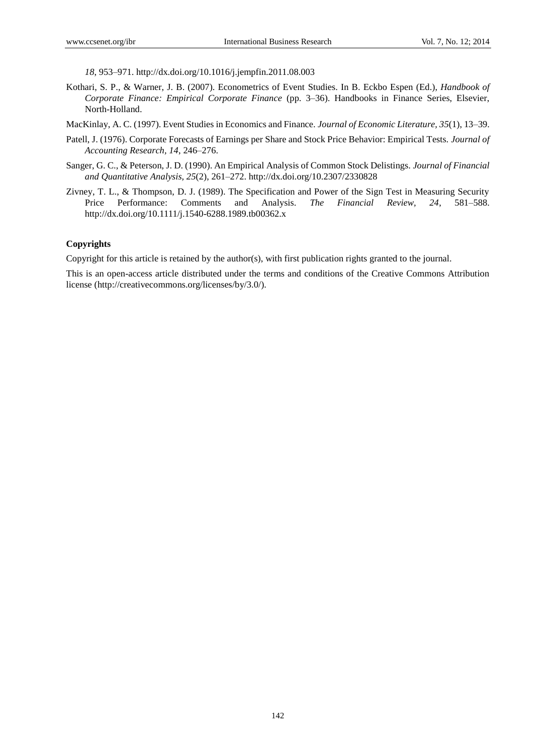*18*, 953–971. http://dx.doi.org/10.1016/j.jempfin.2011.08.003

Kothari, S. P., & Warner, J. B. (2007). Econometrics of Event Studies. In B. Eckbo Espen (Ed.), *Handbook of Corporate Finance: Empirical Corporate Finance* (pp. 3–36). Handbooks in Finance Series, Elsevier, North-Holland.

MacKinlay, A. C. (1997). Event Studies in Economics and Finance. *Journal of Economic Literature, 35*(1), 13–39.

Patell, J. (1976). Corporate Forecasts of Earnings per Share and Stock Price Behavior: Empirical Tests. *Journal of Accounting Research, 14*, 246–276.

Sanger, G. C., & Peterson, J. D. (1990). An Empirical Analysis of Common Stock Delistings. *Journal of Financial and Quantitative Analysis, 25*(2), 261–272. http://dx.doi.org/10.2307/2330828

Zivney, T. L., & Thompson, D. J. (1989). The Specification and Power of the Sign Test in Measuring Security Price Performance: Comments and Analysis. *The Financial Review, 24*, 581–588. http://dx.doi.org/10.1111/j.1540-6288.1989.tb00362.x

**Copyrights**

Copyright for this article is retained by the author(s), with first publication rights granted to the journal.

This is an open-access article distributed under the terms and conditions of the Creative Commons Attribution license (http://creativecommons.org/licenses/by/3.0/).